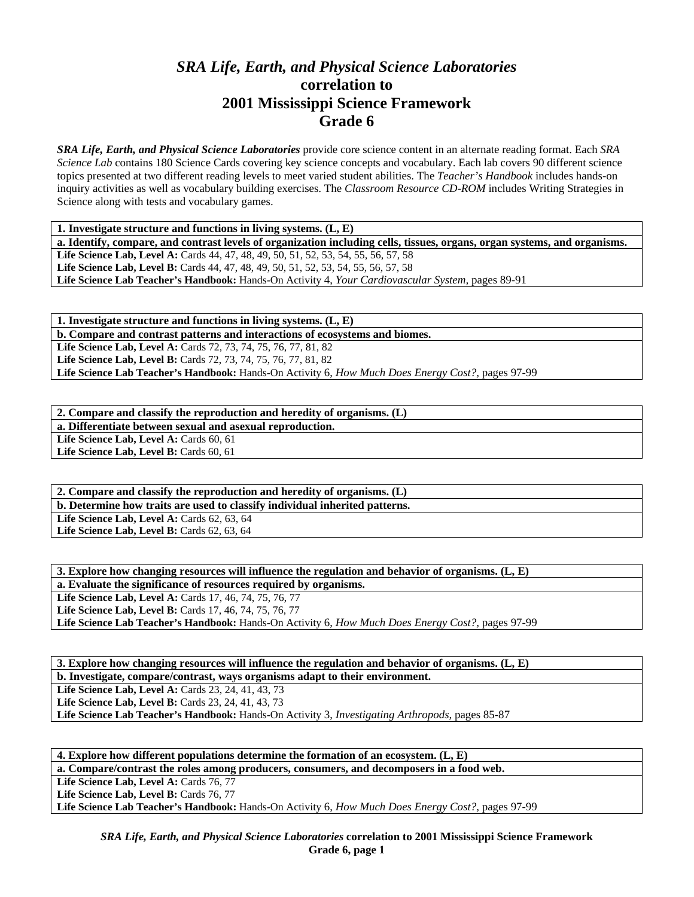# *SRA Life, Earth, and Physical Science Laboratories* correlation to 2001 Mississippi Science Framework Grade 6

***SRA Life, Earth, and Physical Science Laboratories*** provide core science content in an alternate reading format. Each *SRA Science Lab* contains 180 Science Cards covering key science concepts and vocabulary. Each lab covers 90 different science topics presented at two different reading levels to meet varied student abilities. The *Teacher's Handbook* includes hands-on inquiry activities as well as vocabulary building exercises. The *Classroom Resource CD-ROM* includes Writing Strategies in Science along with tests and vocabulary games.

| **1. Investigate structure and functions in living systems. (L, E)** |
|---|
| **a. Identify, compare, and contrast levels of organization including cells, tissues, organs, organ systems, and organisms.** |
| **Life Science Lab, Level A:** Cards 44, 47, 48, 49, 50, 51, 52, 53, 54, 55, 56, 57, 58<br>**Life Science Lab, Level B:** Cards 44, 47, 48, 49, 50, 51, 52, 53, 54, 55, 56, 57, 58<br>**Life Science Lab Teacher's Handbook:** Hands-On Activity 4, *Your Cardiovascular System,* pages 89-91 |

| **1. Investigate structure and functions in living systems. (L, E)** |
|---|
| **b. Compare and contrast patterns and interactions of ecosystems and biomes.** |
| **Life Science Lab, Level A:** Cards 72, 73, 74, 75, 76, 77, 81, 82<br>**Life Science Lab, Level B:** Cards 72, 73, 74, 75, 76, 77, 81, 82<br>**Life Science Lab Teacher's Handbook:** Hands-On Activity 6, *How Much Does Energy Cost?,* pages 97-99 |

| **2. Compare and classify the reproduction and heredity of organisms. (L)** |
|---|
| **a. Differentiate between sexual and asexual reproduction.** |
| **Life Science Lab, Level A:** Cards 60, 61<br>**Life Science Lab, Level B:** Cards 60, 61 |

| **2. Compare and classify the reproduction and heredity of organisms. (L)** |
|---|
| **b. Determine how traits are used to classify individual inherited patterns.** |
| **Life Science Lab, Level A:** Cards 62, 63, 64<br>**Life Science Lab, Level B:** Cards 62, 63, 64 |

| **3. Explore how changing resources will influence the regulation and behavior of organisms. (L, E)** |
|---|
| **a. Evaluate the significance of resources required by organisms.** |
| **Life Science Lab, Level A:** Cards 17, 46, 74, 75, 76, 77<br>**Life Science Lab, Level B:** Cards 17, 46, 74, 75, 76, 77<br>**Life Science Lab Teacher's Handbook:** Hands-On Activity 6, *How Much Does Energy Cost?,* pages 97-99 |

| **3. Explore how changing resources will influence the regulation and behavior of organisms. (L, E)** |
|---|
| **b. Investigate, compare/contrast, ways organisms adapt to their environment.** |
| **Life Science Lab, Level A:** Cards 23, 24, 41, 43, 73<br>**Life Science Lab, Level B:** Cards 23, 24, 41, 43, 73<br>**Life Science Lab Teacher's Handbook:** Hands-On Activity 3, *Investigating Arthropods,* pages 85-87 |

| **4. Explore how different populations determine the formation of an ecosystem. (L, E)** |
|---|
| **a. Compare/contrast the roles among producers, consumers, and decomposers in a food web.** |
| **Life Science Lab, Level A:** Cards 76, 77<br>**Life Science Lab, Level B:** Cards 76, 77<br>**Life Science Lab Teacher's Handbook:** Hands-On Activity 6, *How Much Does Energy Cost?,* pages 97-99 |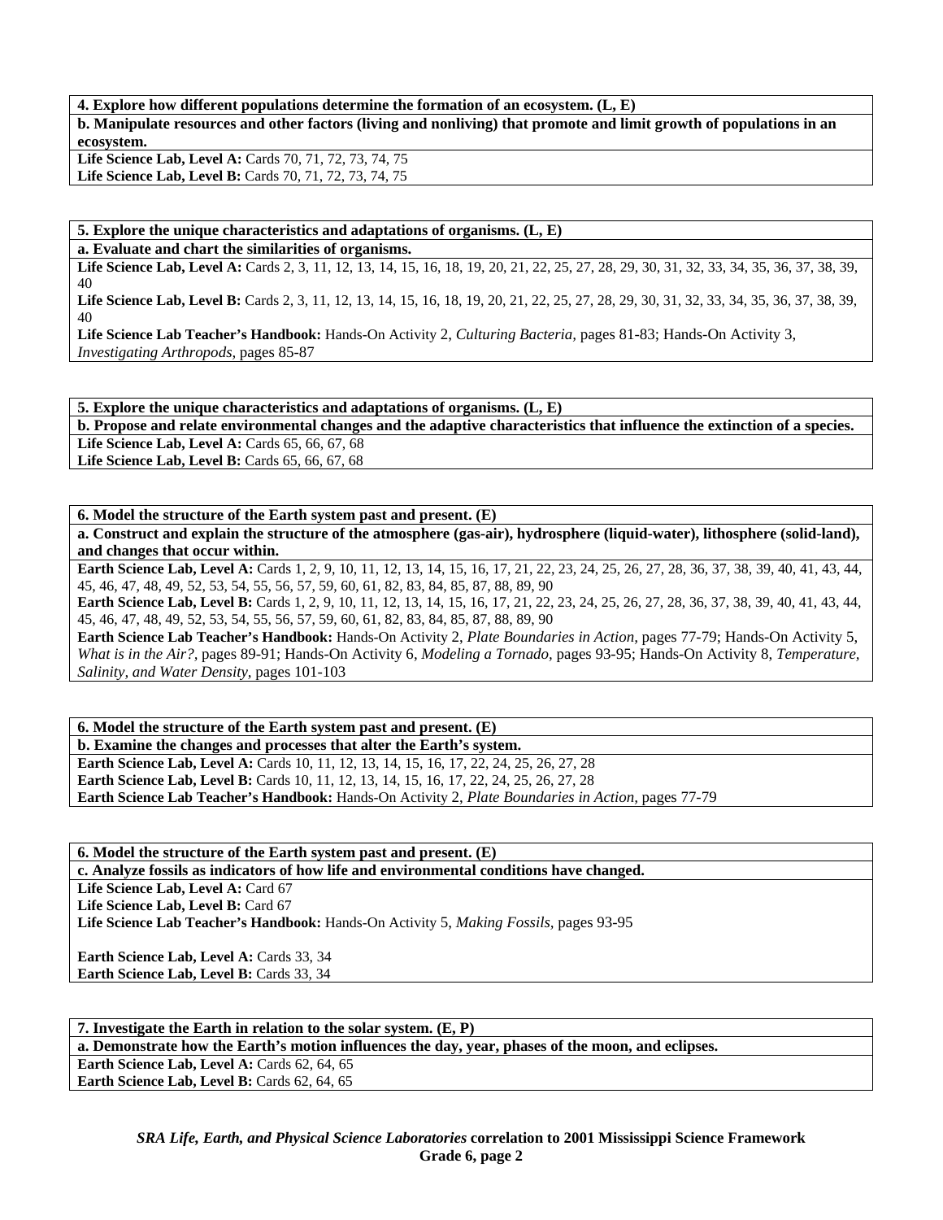**4. Explore how different populations determine the formation of an ecosystem. (L, E)**

**b. Manipulate resources and other factors (living and nonliving) that promote and limit growth of populations in an ecosystem.**

**Life Science Lab, Level A:** Cards 70, 71, 72, 73, 74, 75
**Life Science Lab, Level B:** Cards 70, 71, 72, 73, 74, 75

**5. Explore the unique characteristics and adaptations of organisms. (L, E)**

**a. Evaluate and chart the similarities of organisms.**

**Life Science Lab, Level A:** Cards 2, 3, 11, 12, 13, 14, 15, 16, 18, 19, 20, 21, 22, 25, 27, 28, 29, 30, 31, 32, 33, 34, 35, 36, 37, 38, 39, 40
**Life Science Lab, Level B:** Cards 2, 3, 11, 12, 13, 14, 15, 16, 18, 19, 20, 21, 22, 25, 27, 28, 29, 30, 31, 32, 33, 34, 35, 36, 37, 38, 39, 40
**Life Science Lab Teacher's Handbook:** Hands-On Activity 2, *Culturing Bacteria,* pages 81-83; Hands-On Activity 3, *Investigating Arthropods,* pages 85-87

**5. Explore the unique characteristics and adaptations of organisms. (L, E)**

**b. Propose and relate environmental changes and the adaptive characteristics that influence the extinction of a species.**

**Life Science Lab, Level A:** Cards 65, 66, 67, 68
**Life Science Lab, Level B:** Cards 65, 66, 67, 68

**6. Model the structure of the Earth system past and present. (E)**

**a. Construct and explain the structure of the atmosphere (gas-air), hydrosphere (liquid-water), lithosphere (solid-land), and changes that occur within.**

**Earth Science Lab, Level A:** Cards 1, 2, 9, 10, 11, 12, 13, 14, 15, 16, 17, 21, 22, 23, 24, 25, 26, 27, 28, 36, 37, 38, 39, 40, 41, 43, 44, 45, 46, 47, 48, 49, 52, 53, 54, 55, 56, 57, 59, 60, 61, 82, 83, 84, 85, 87, 88, 89, 90
**Earth Science Lab, Level B:** Cards 1, 2, 9, 10, 11, 12, 13, 14, 15, 16, 17, 21, 22, 23, 24, 25, 26, 27, 28, 36, 37, 38, 39, 40, 41, 43, 44, 45, 46, 47, 48, 49, 52, 53, 54, 55, 56, 57, 59, 60, 61, 82, 83, 84, 85, 87, 88, 89, 90
**Earth Science Lab Teacher's Handbook:** Hands-On Activity 2, *Plate Boundaries in Action,* pages 77-79; Hands-On Activity 5, *What is in the Air?,* pages 89-91; Hands-On Activity 6, *Modeling a Tornado,* pages 93-95; Hands-On Activity 8, *Temperature, Salinity, and Water Density,* pages 101-103

**6. Model the structure of the Earth system past and present. (E)**

**b. Examine the changes and processes that alter the Earth's system.**

**Earth Science Lab, Level A:** Cards 10, 11, 12, 13, 14, 15, 16, 17, 22, 24, 25, 26, 27, 28
**Earth Science Lab, Level B:** Cards 10, 11, 12, 13, 14, 15, 16, 17, 22, 24, 25, 26, 27, 28
**Earth Science Lab Teacher's Handbook:** Hands-On Activity 2, *Plate Boundaries in Action,* pages 77-79

**6. Model the structure of the Earth system past and present. (E)**

**c. Analyze fossils as indicators of how life and environmental conditions have changed.**

**Life Science Lab, Level A:** Card 67
**Life Science Lab, Level B:** Card 67
**Life Science Lab Teacher's Handbook:** Hands-On Activity 5, *Making Fossils,* pages 93-95

**Earth Science Lab, Level A:** Cards 33, 34
**Earth Science Lab, Level B:** Cards 33, 34

**7. Investigate the Earth in relation to the solar system. (E, P)**

**a. Demonstrate how the Earth's motion influences the day, year, phases of the moon, and eclipses.**

**Earth Science Lab, Level A:** Cards 62, 64, 65
**Earth Science Lab, Level B:** Cards 62, 64, 65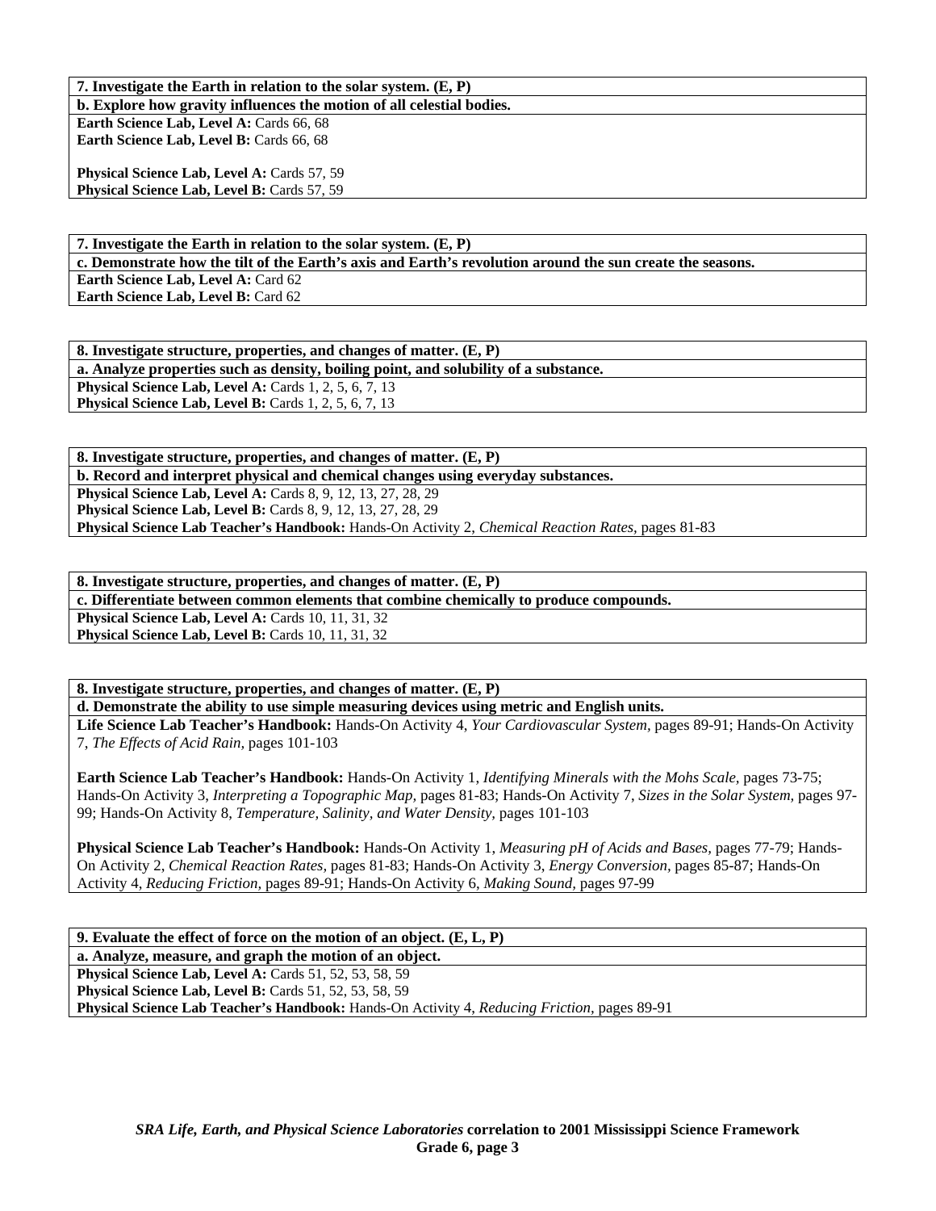**7. Investigate the Earth in relation to the solar system. (E, P)**

**b. Explore how gravity influences the motion of all celestial bodies.**

**Earth Science Lab, Level A:** Cards 66, 68
**Earth Science Lab, Level B:** Cards 66, 68

**Physical Science Lab, Level A:** Cards 57, 59
**Physical Science Lab, Level B:** Cards 57, 59

**7. Investigate the Earth in relation to the solar system. (E, P)**

**c. Demonstrate how the tilt of the Earth's axis and Earth's revolution around the sun create the seasons.**

**Earth Science Lab, Level A:** Card 62
**Earth Science Lab, Level B:** Card 62

**8. Investigate structure, properties, and changes of matter. (E, P)**

**a. Analyze properties such as density, boiling point, and solubility of a substance.**

**Physical Science Lab, Level A:** Cards 1, 2, 5, 6, 7, 13
**Physical Science Lab, Level B:** Cards 1, 2, 5, 6, 7, 13

**8. Investigate structure, properties, and changes of matter. (E, P)**

**b. Record and interpret physical and chemical changes using everyday substances.**

**Physical Science Lab, Level A:** Cards 8, 9, 12, 13, 27, 28, 29
**Physical Science Lab, Level B:** Cards 8, 9, 12, 13, 27, 28, 29
**Physical Science Lab Teacher's Handbook:** Hands-On Activity 2, *Chemical Reaction Rates,* pages 81-83

**8. Investigate structure, properties, and changes of matter. (E, P)**

**c. Differentiate between common elements that combine chemically to produce compounds.**

**Physical Science Lab, Level A:** Cards 10, 11, 31, 32
**Physical Science Lab, Level B:** Cards 10, 11, 31, 32

**8. Investigate structure, properties, and changes of matter. (E, P)**

**d. Demonstrate the ability to use simple measuring devices using metric and English units.**

**Life Science Lab Teacher's Handbook:** Hands-On Activity 4, *Your Cardiovascular System,* pages 89-91; Hands-On Activity 7, *The Effects of Acid Rain,* pages 101-103

**Earth Science Lab Teacher's Handbook:** Hands-On Activity 1, *Identifying Minerals with the Mohs Scale,* pages 73-75; Hands-On Activity 3, *Interpreting a Topographic Map,* pages 81-83; Hands-On Activity 7, *Sizes in the Solar System,* pages 97-99; Hands-On Activity 8, *Temperature, Salinity, and Water Density,* pages 101-103

**Physical Science Lab Teacher's Handbook:** Hands-On Activity 1, *Measuring pH of Acids and Bases,* pages 77-79; Hands-On Activity 2, *Chemical Reaction Rates,* pages 81-83; Hands-On Activity 3, *Energy Conversion,* pages 85-87; Hands-On Activity 4, *Reducing Friction,* pages 89-91; Hands-On Activity 6, *Making Sound,* pages 97-99

**9. Evaluate the effect of force on the motion of an object. (E, L, P)**

**a. Analyze, measure, and graph the motion of an object.**

**Physical Science Lab, Level A:** Cards 51, 52, 53, 58, 59
**Physical Science Lab, Level B:** Cards 51, 52, 53, 58, 59
**Physical Science Lab Teacher's Handbook:** Hands-On Activity 4, *Reducing Friction,* pages 89-91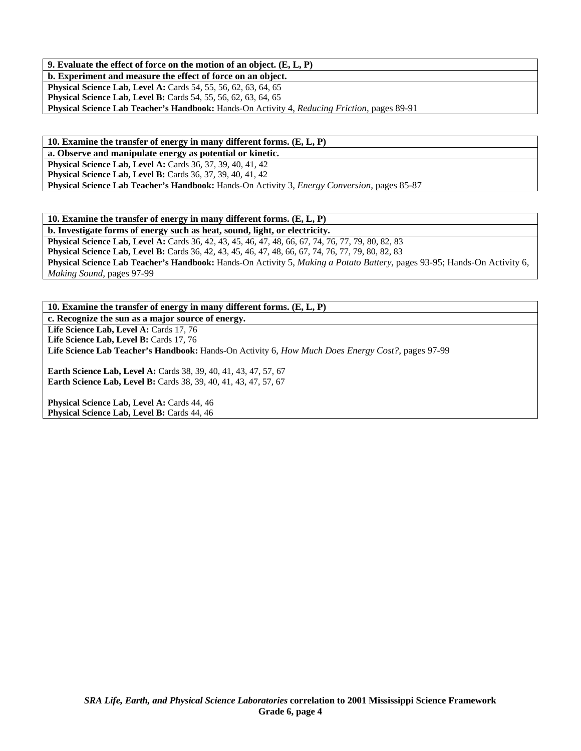**9. Evaluate the effect of force on the motion of an object. (E, L, P)**

**b. Experiment and measure the effect of force on an object.**

**Physical Science Lab, Level A:** Cards 54, 55, 56, 62, 63, 64, 65
**Physical Science Lab, Level B:** Cards 54, 55, 56, 62, 63, 64, 65
**Physical Science Lab Teacher's Handbook:** Hands-On Activity 4, *Reducing Friction,* pages 89-91

**10. Examine the transfer of energy in many different forms. (E, L, P)**

**a. Observe and manipulate energy as potential or kinetic.**

**Physical Science Lab, Level A:** Cards 36, 37, 39, 40, 41, 42
**Physical Science Lab, Level B:** Cards 36, 37, 39, 40, 41, 42
**Physical Science Lab Teacher's Handbook:** Hands-On Activity 3, *Energy Conversion,* pages 85-87

**10. Examine the transfer of energy in many different forms. (E, L, P)**

**b. Investigate forms of energy such as heat, sound, light, or electricity.**

**Physical Science Lab, Level A:** Cards 36, 42, 43, 45, 46, 47, 48, 66, 67, 74, 76, 77, 79, 80, 82, 83
**Physical Science Lab, Level B:** Cards 36, 42, 43, 45, 46, 47, 48, 66, 67, 74, 76, 77, 79, 80, 82, 83
**Physical Science Lab Teacher's Handbook:** Hands-On Activity 5, *Making a Potato Battery,* pages 93-95; Hands-On Activity 6, *Making Sound,* pages 97-99

**10. Examine the transfer of energy in many different forms. (E, L, P)**

**c. Recognize the sun as a major source of energy.**

**Life Science Lab, Level A:** Cards 17, 76
**Life Science Lab, Level B:** Cards 17, 76
**Life Science Lab Teacher's Handbook:** Hands-On Activity 6, *How Much Does Energy Cost?,* pages 97-99

**Earth Science Lab, Level A:** Cards 38, 39, 40, 41, 43, 47, 57, 67
**Earth Science Lab, Level B:** Cards 38, 39, 40, 41, 43, 47, 57, 67

**Physical Science Lab, Level A:** Cards 44, 46
**Physical Science Lab, Level B:** Cards 44, 46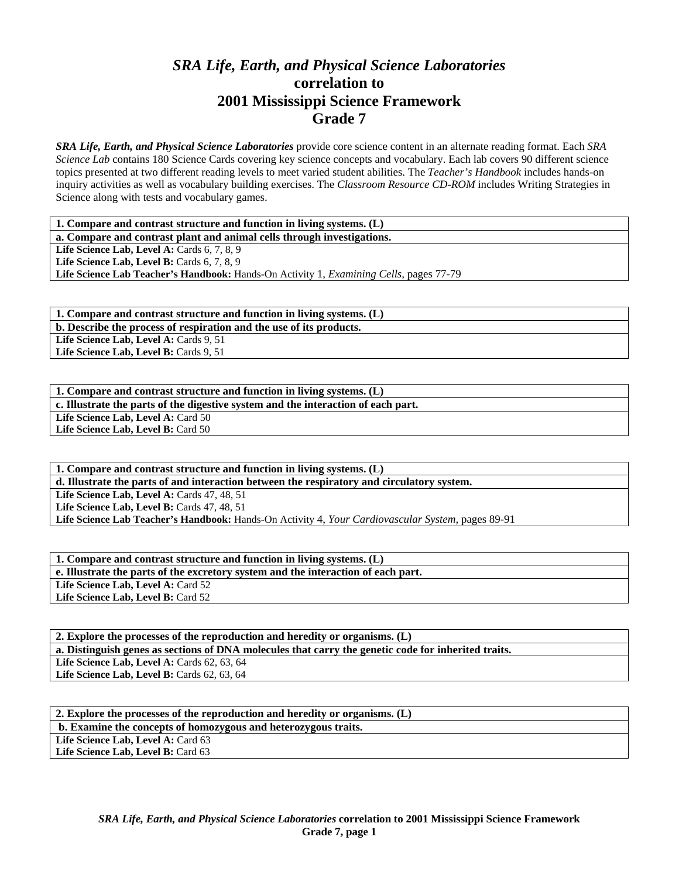# *SRA Life, Earth, and Physical Science Laboratories* correlation to 2001 Mississippi Science Framework Grade 7

***SRA Life, Earth, and Physical Science Laboratories*** provide core science content in an alternate reading format. Each *SRA Science Lab* contains 180 Science Cards covering key science concepts and vocabulary. Each lab covers 90 different science topics presented at two different reading levels to meet varied student abilities. The *Teacher's Handbook* includes hands-on inquiry activities as well as vocabulary building exercises. The *Classroom Resource CD-ROM* includes Writing Strategies in Science along with tests and vocabulary games.

| **1. Compare and contrast structure and function in living systems. (L)** |
|---|
| **a. Compare and contrast plant and animal cells through investigations.** |
| **Life Science Lab, Level A:** Cards 6, 7, 8, 9<br>**Life Science Lab, Level B:** Cards 6, 7, 8, 9<br>**Life Science Lab Teacher's Handbook:** Hands-On Activity 1, *Examining Cells,* pages 77-79 |

| **1. Compare and contrast structure and function in living systems. (L)** |
|---|
| **b. Describe the process of respiration and the use of its products.** |
| **Life Science Lab, Level A:** Cards 9, 51<br>**Life Science Lab, Level B:** Cards 9, 51 |

| **1. Compare and contrast structure and function in living systems. (L)** |
|---|
| **c. Illustrate the parts of the digestive system and the interaction of each part.** |
| **Life Science Lab, Level A:** Card 50<br>**Life Science Lab, Level B:** Card 50 |

| **1. Compare and contrast structure and function in living systems. (L)** |
|---|
| **d. Illustrate the parts of and interaction between the respiratory and circulatory system.** |
| **Life Science Lab, Level A:** Cards 47, 48, 51<br>**Life Science Lab, Level B:** Cards 47, 48, 51<br>**Life Science Lab Teacher's Handbook:** Hands-On Activity 4, *Your Cardiovascular System,* pages 89-91 |

| **1. Compare and contrast structure and function in living systems. (L)** |
|---|
| **e. Illustrate the parts of the excretory system and the interaction of each part.** |
| **Life Science Lab, Level A:** Card 52<br>**Life Science Lab, Level B:** Card 52 |

| **2. Explore the processes of the reproduction and heredity or organisms. (L)** |
|---|
| **a. Distinguish genes as sections of DNA molecules that carry the genetic code for inherited traits.** |
| **Life Science Lab, Level A:** Cards 62, 63, 64<br>**Life Science Lab, Level B:** Cards 62, 63, 64 |

| **2. Explore the processes of the reproduction and heredity or organisms. (L)** |
|---|
| **b. Examine the concepts of homozygous and heterozygous traits.** |
| **Life Science Lab, Level A:** Card 63<br>**Life Science Lab, Level B:** Card 63 |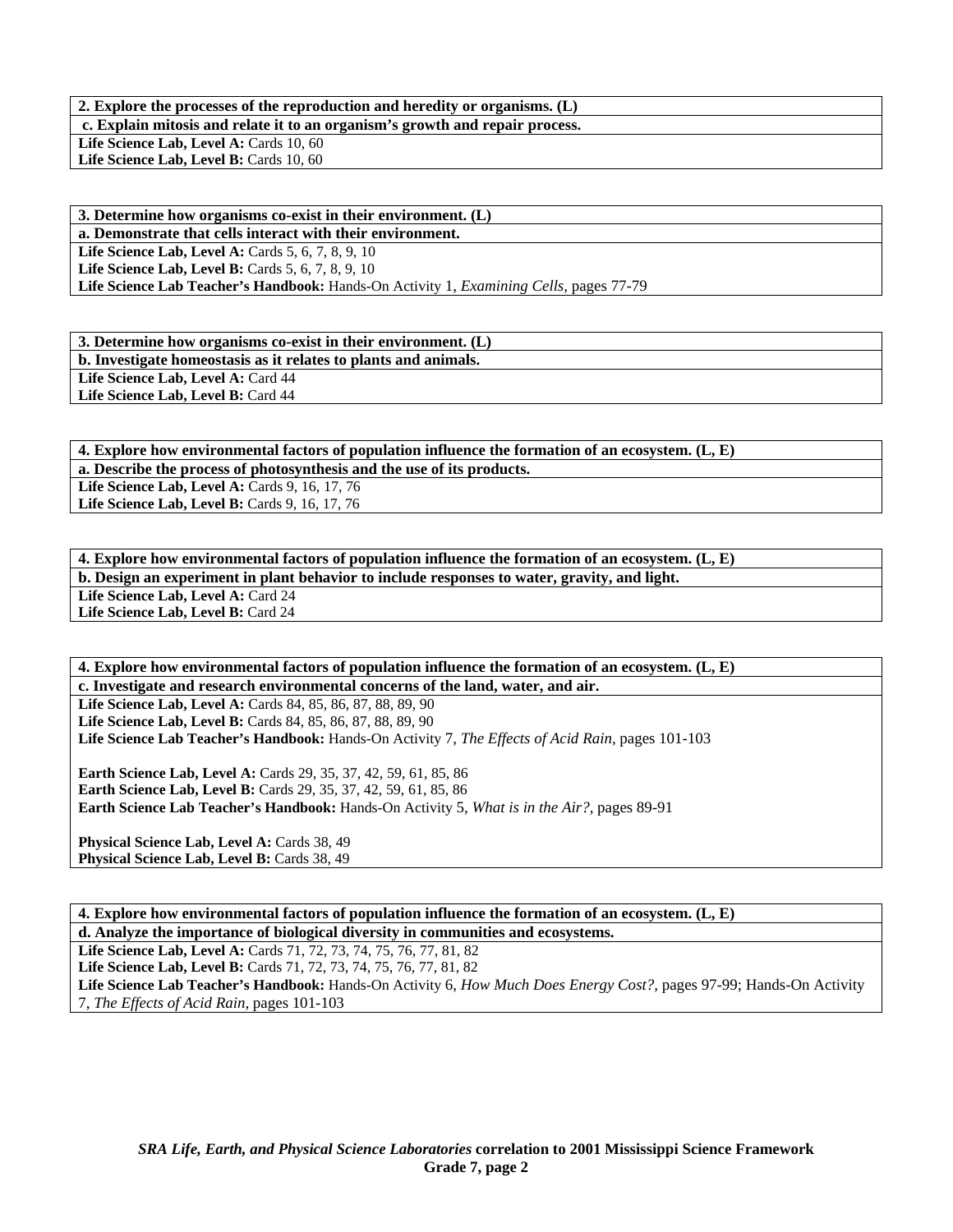**2. Explore the processes of the reproduction and heredity or organisms. (L)**

**c. Explain mitosis and relate it to an organism's growth and repair process.**

**Life Science Lab, Level A:** Cards 10, 60
**Life Science Lab, Level B:** Cards 10, 60

**3. Determine how organisms co-exist in their environment. (L)**

**a. Demonstrate that cells interact with their environment.**

**Life Science Lab, Level A:** Cards 5, 6, 7, 8, 9, 10
**Life Science Lab, Level B:** Cards 5, 6, 7, 8, 9, 10
**Life Science Lab Teacher's Handbook:** Hands-On Activity 1, *Examining Cells,* pages 77-79

**3. Determine how organisms co-exist in their environment. (L)**

**b. Investigate homeostasis as it relates to plants and animals.**

**Life Science Lab, Level A:** Card 44
**Life Science Lab, Level B:** Card 44

**4. Explore how environmental factors of population influence the formation of an ecosystem. (L, E)**

**a. Describe the process of photosynthesis and the use of its products.**

**Life Science Lab, Level A:** Cards 9, 16, 17, 76
**Life Science Lab, Level B:** Cards 9, 16, 17, 76

**4. Explore how environmental factors of population influence the formation of an ecosystem. (L, E)**

**b. Design an experiment in plant behavior to include responses to water, gravity, and light.**

**Life Science Lab, Level A:** Card 24
**Life Science Lab, Level B:** Card 24

**4. Explore how environmental factors of population influence the formation of an ecosystem. (L, E)**

**c. Investigate and research environmental concerns of the land, water, and air.**

**Life Science Lab, Level A:** Cards 84, 85, 86, 87, 88, 89, 90
**Life Science Lab, Level B:** Cards 84, 85, 86, 87, 88, 89, 90
**Life Science Lab Teacher's Handbook:** Hands-On Activity 7, *The Effects of Acid Rain,* pages 101-103

**Earth Science Lab, Level A:** Cards 29, 35, 37, 42, 59, 61, 85, 86
**Earth Science Lab, Level B:** Cards 29, 35, 37, 42, 59, 61, 85, 86
**Earth Science Lab Teacher's Handbook:** Hands-On Activity 5, *What is in the Air?,* pages 89-91

**Physical Science Lab, Level A:** Cards 38, 49
**Physical Science Lab, Level B:** Cards 38, 49

**4. Explore how environmental factors of population influence the formation of an ecosystem. (L, E)**

**d. Analyze the importance of biological diversity in communities and ecosystems.**

**Life Science Lab, Level A:** Cards 71, 72, 73, 74, 75, 76, 77, 81, 82
**Life Science Lab, Level B:** Cards 71, 72, 73, 74, 75, 76, 77, 81, 82
**Life Science Lab Teacher's Handbook:** Hands-On Activity 6, *How Much Does Energy Cost?,* pages 97-99; Hands-On Activity 7, *The Effects of Acid Rain,* pages 101-103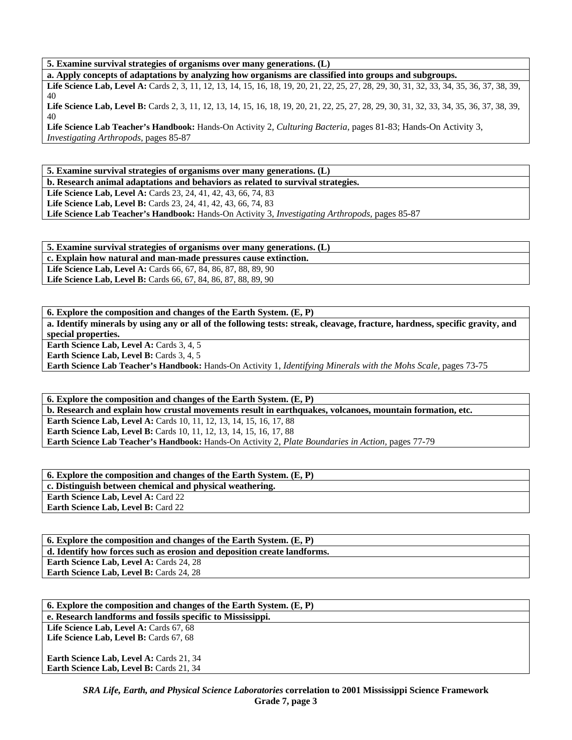**5. Examine survival strategies of organisms over many generations. (L)**

**a. Apply concepts of adaptations by analyzing how organisms are classified into groups and subgroups.**

**Life Science Lab, Level A:** Cards 2, 3, 11, 12, 13, 14, 15, 16, 18, 19, 20, 21, 22, 25, 27, 28, 29, 30, 31, 32, 33, 34, 35, 36, 37, 38, 39, 40

**Life Science Lab, Level B:** Cards 2, 3, 11, 12, 13, 14, 15, 16, 18, 19, 20, 21, 22, 25, 27, 28, 29, 30, 31, 32, 33, 34, 35, 36, 37, 38, 39, 40

**Life Science Lab Teacher's Handbook:** Hands-On Activity 2, *Culturing Bacteria,* pages 81-83; Hands-On Activity 3, *Investigating Arthropods,* pages 85-87

**5. Examine survival strategies of organisms over many generations. (L)**

**b. Research animal adaptations and behaviors as related to survival strategies.**

**Life Science Lab, Level A:** Cards 23, 24, 41, 42, 43, 66, 74, 83

**Life Science Lab, Level B:** Cards 23, 24, 41, 42, 43, 66, 74, 83

**Life Science Lab Teacher's Handbook:** Hands-On Activity 3, *Investigating Arthropods,* pages 85-87

**5. Examine survival strategies of organisms over many generations. (L)**

**c. Explain how natural and man-made pressures cause extinction.**

**Life Science Lab, Level A:** Cards 66, 67, 84, 86, 87, 88, 89, 90

**Life Science Lab, Level B:** Cards 66, 67, 84, 86, 87, 88, 89, 90

**6. Explore the composition and changes of the Earth System. (E, P)**

**a. Identify minerals by using any or all of the following tests: streak, cleavage, fracture, hardness, specific gravity, and special properties.**

**Earth Science Lab, Level A:** Cards 3, 4, 5

**Earth Science Lab, Level B:** Cards 3, 4, 5

**Earth Science Lab Teacher's Handbook:** Hands-On Activity 1, *Identifying Minerals with the Mohs Scale,* pages 73-75

**6. Explore the composition and changes of the Earth System. (E, P)**

**b. Research and explain how crustal movements result in earthquakes, volcanoes, mountain formation, etc.**

**Earth Science Lab, Level A:** Cards 10, 11, 12, 13, 14, 15, 16, 17, 88

**Earth Science Lab, Level B:** Cards 10, 11, 12, 13, 14, 15, 16, 17, 88

**Earth Science Lab Teacher's Handbook:** Hands-On Activity 2, *Plate Boundaries in Action,* pages 77-79

**6. Explore the composition and changes of the Earth System. (E, P)**

**c. Distinguish between chemical and physical weathering.**

**Earth Science Lab, Level A:** Card 22

**Earth Science Lab, Level B:** Card 22

**6. Explore the composition and changes of the Earth System. (E, P)**

**d. Identify how forces such as erosion and deposition create landforms.**

**Earth Science Lab, Level A:** Cards 24, 28

**Earth Science Lab, Level B:** Cards 24, 28

**6. Explore the composition and changes of the Earth System. (E, P)**

**e. Research landforms and fossils specific to Mississippi.**

**Life Science Lab, Level A:** Cards 67, 68

**Life Science Lab, Level B:** Cards 67, 68

**Earth Science Lab, Level A:** Cards 21, 34

**Earth Science Lab, Level B:** Cards 21, 34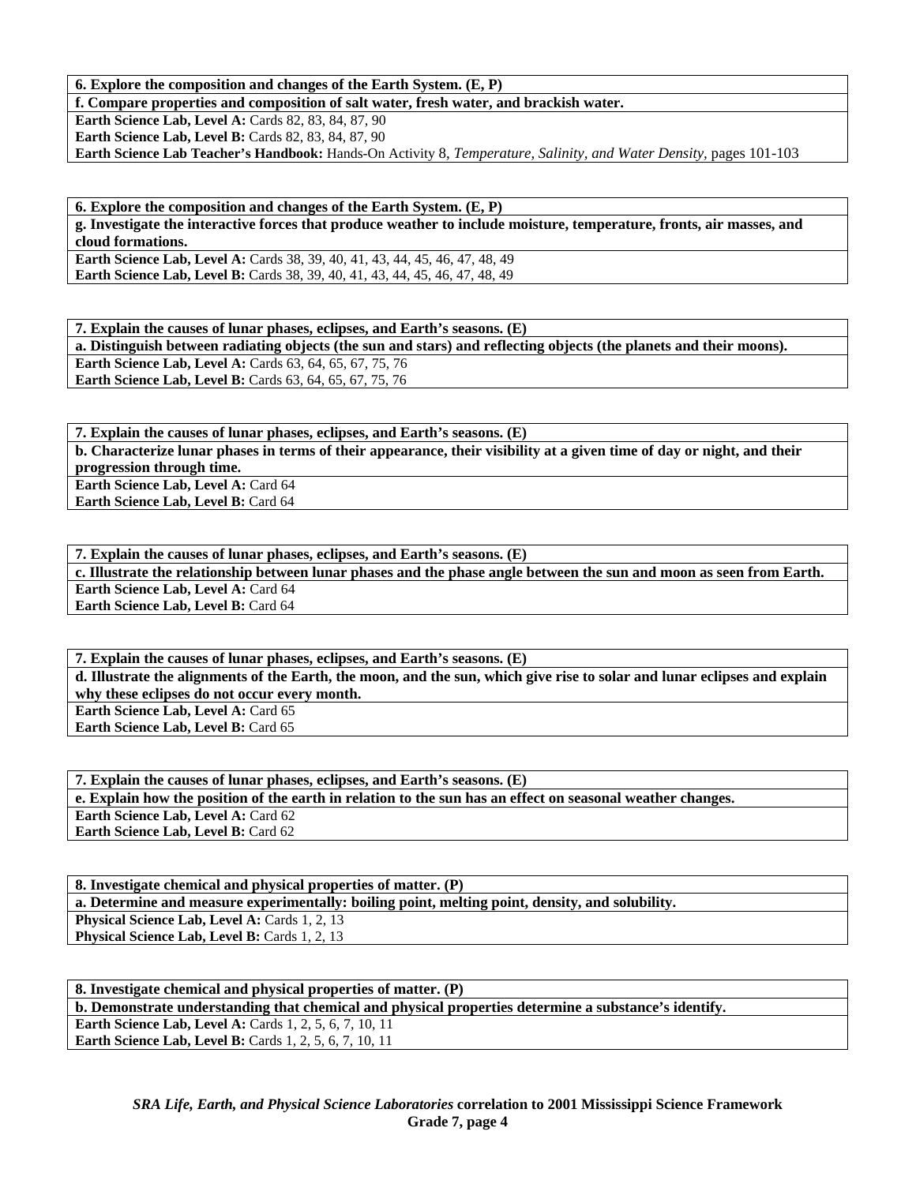**6. Explore the composition and changes of the Earth System. (E, P)**

**f. Compare properties and composition of salt water, fresh water, and brackish water.**

**Earth Science Lab, Level A:** Cards 82, 83, 84, 87, 90
**Earth Science Lab, Level B:** Cards 82, 83, 84, 87, 90
**Earth Science Lab Teacher's Handbook:** Hands-On Activity 8, *Temperature, Salinity, and Water Density,* pages 101-103

**6. Explore the composition and changes of the Earth System. (E, P)**

**g. Investigate the interactive forces that produce weather to include moisture, temperature, fronts, air masses, and cloud formations.**

**Earth Science Lab, Level A:** Cards 38, 39, 40, 41, 43, 44, 45, 46, 47, 48, 49
**Earth Science Lab, Level B:** Cards 38, 39, 40, 41, 43, 44, 45, 46, 47, 48, 49

**7. Explain the causes of lunar phases, eclipses, and Earth's seasons. (E)**

**a. Distinguish between radiating objects (the sun and stars) and reflecting objects (the planets and their moons).**

**Earth Science Lab, Level A:** Cards 63, 64, 65, 67, 75, 76
**Earth Science Lab, Level B:** Cards 63, 64, 65, 67, 75, 76

**7. Explain the causes of lunar phases, eclipses, and Earth's seasons. (E)**

**b. Characterize lunar phases in terms of their appearance, their visibility at a given time of day or night, and their progression through time.**

**Earth Science Lab, Level A:** Card 64
**Earth Science Lab, Level B:** Card 64

**7. Explain the causes of lunar phases, eclipses, and Earth's seasons. (E)**

**c. Illustrate the relationship between lunar phases and the phase angle between the sun and moon as seen from Earth.**

**Earth Science Lab, Level A:** Card 64
**Earth Science Lab, Level B:** Card 64

**7. Explain the causes of lunar phases, eclipses, and Earth's seasons. (E)**

**d. Illustrate the alignments of the Earth, the moon, and the sun, which give rise to solar and lunar eclipses and explain why these eclipses do not occur every month.**

**Earth Science Lab, Level A:** Card 65
**Earth Science Lab, Level B:** Card 65

**7. Explain the causes of lunar phases, eclipses, and Earth's seasons. (E)**

**e. Explain how the position of the earth in relation to the sun has an effect on seasonal weather changes.**

**Earth Science Lab, Level A:** Card 62
**Earth Science Lab, Level B:** Card 62

**8. Investigate chemical and physical properties of matter. (P)**

**a. Determine and measure experimentally: boiling point, melting point, density, and solubility.**

**Physical Science Lab, Level A:** Cards 1, 2, 13
**Physical Science Lab, Level B:** Cards 1, 2, 13

**8. Investigate chemical and physical properties of matter. (P)**

**b. Demonstrate understanding that chemical and physical properties determine a substance's identify.**

**Earth Science Lab, Level A:** Cards 1, 2, 5, 6, 7, 10, 11
**Earth Science Lab, Level B:** Cards 1, 2, 5, 6, 7, 10, 11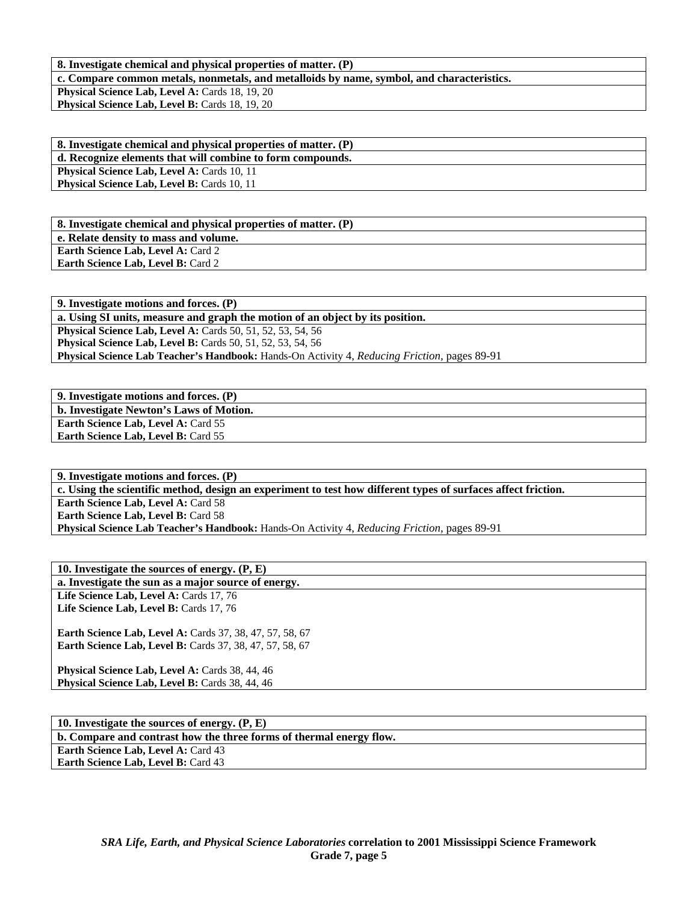**8. Investigate chemical and physical properties of matter. (P)**

**c. Compare common metals, nonmetals, and metalloids by name, symbol, and characteristics.**

**Physical Science Lab, Level A:** Cards 18, 19, 20
**Physical Science Lab, Level B:** Cards 18, 19, 20

**8. Investigate chemical and physical properties of matter. (P)**

**d. Recognize elements that will combine to form compounds.**

**Physical Science Lab, Level A:** Cards 10, 11
**Physical Science Lab, Level B:** Cards 10, 11

**8. Investigate chemical and physical properties of matter. (P)**

**e. Relate density to mass and volume.**

**Earth Science Lab, Level A:** Card 2
**Earth Science Lab, Level B:** Card 2

**9. Investigate motions and forces. (P)**

**a. Using SI units, measure and graph the motion of an object by its position.**

**Physical Science Lab, Level A:** Cards 50, 51, 52, 53, 54, 56
**Physical Science Lab, Level B:** Cards 50, 51, 52, 53, 54, 56
**Physical Science Lab Teacher's Handbook:** Hands-On Activity 4, *Reducing Friction,* pages 89-91

**9. Investigate motions and forces. (P)**

**b. Investigate Newton's Laws of Motion.**

**Earth Science Lab, Level A:** Card 55
**Earth Science Lab, Level B:** Card 55

**9. Investigate motions and forces. (P)**

**c. Using the scientific method, design an experiment to test how different types of surfaces affect friction.**

**Earth Science Lab, Level A:** Card 58
**Earth Science Lab, Level B:** Card 58
**Physical Science Lab Teacher's Handbook:** Hands-On Activity 4, *Reducing Friction,* pages 89-91

**10. Investigate the sources of energy. (P, E)**

**a. Investigate the sun as a major source of energy.**

**Life Science Lab, Level A:** Cards 17, 76
**Life Science Lab, Level B:** Cards 17, 76

**Earth Science Lab, Level A:** Cards 37, 38, 47, 57, 58, 67
**Earth Science Lab, Level B:** Cards 37, 38, 47, 57, 58, 67

**Physical Science Lab, Level A:** Cards 38, 44, 46
**Physical Science Lab, Level B:** Cards 38, 44, 46

**10. Investigate the sources of energy. (P, E)**

**b. Compare and contrast how the three forms of thermal energy flow.**

**Earth Science Lab, Level A:** Card 43
**Earth Science Lab, Level B:** Card 43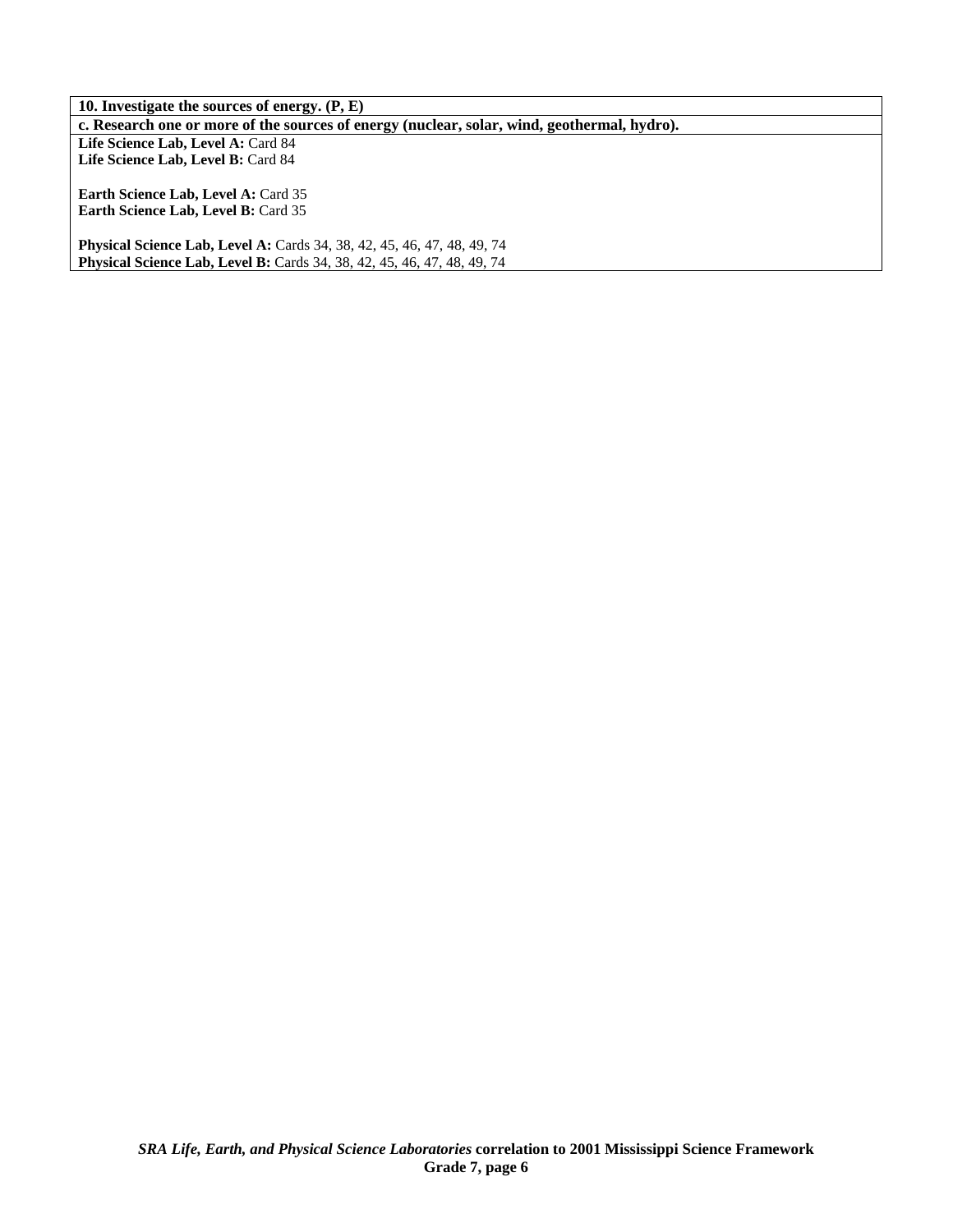| 10. Investigate the sources of energy. (P, E) |
|---|
| **c. Research one or more of the sources of energy (nuclear, solar, wind, geothermal, hydro).** |
| **Life Science Lab, Level A:** Card 84<br>**Life Science Lab, Level B:** Card 84<br><br>**Earth Science Lab, Level A:** Card 35<br>**Earth Science Lab, Level B:** Card 35<br><br>**Physical Science Lab, Level A:** Cards 34, 38, 42, 45, 46, 47, 48, 49, 74<br>**Physical Science Lab, Level B:** Cards 34, 38, 42, 45, 46, 47, 48, 49, 74 |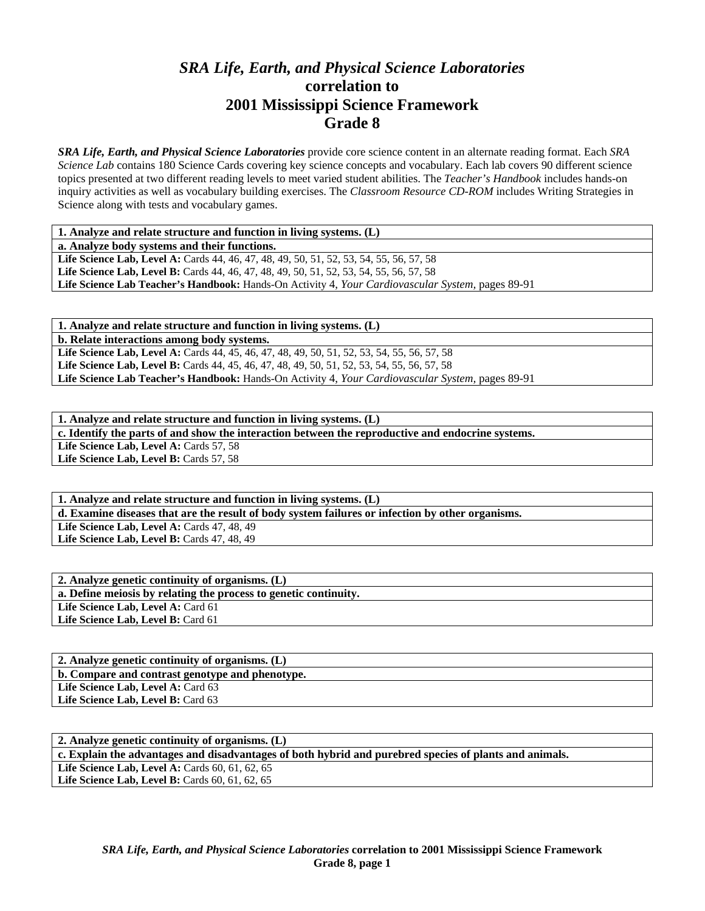# *SRA Life, Earth, and Physical Science Laboratories* correlation to 2001 Mississippi Science Framework Grade 8

***SRA Life, Earth, and Physical Science Laboratories*** provide core science content in an alternate reading format. Each *SRA Science Lab* contains 180 Science Cards covering key science concepts and vocabulary. Each lab covers 90 different science topics presented at two different reading levels to meet varied student abilities. The *Teacher's Handbook* includes hands-on inquiry activities as well as vocabulary building exercises. The *Classroom Resource CD-ROM* includes Writing Strategies in Science along with tests and vocabulary games.

| **1. Analyze and relate structure and function in living systems. (L)** |
|---|
| **a. Analyze body systems and their functions.** |
| **Life Science Lab, Level A:** Cards 44, 46, 47, 48, 49, 50, 51, 52, 53, 54, 55, 56, 57, 58 |
| **Life Science Lab, Level B:** Cards 44, 46, 47, 48, 49, 50, 51, 52, 53, 54, 55, 56, 57, 58 |
| **Life Science Lab Teacher's Handbook:** Hands-On Activity 4, *Your Cardiovascular System,* pages 89-91 |

| **1. Analyze and relate structure and function in living systems. (L)** |
|---|
| **b. Relate interactions among body systems.** |
| **Life Science Lab, Level A:** Cards 44, 45, 46, 47, 48, 49, 50, 51, 52, 53, 54, 55, 56, 57, 58 |
| **Life Science Lab, Level B:** Cards 44, 45, 46, 47, 48, 49, 50, 51, 52, 53, 54, 55, 56, 57, 58 |
| **Life Science Lab Teacher's Handbook:** Hands-On Activity 4, *Your Cardiovascular System,* pages 89-91 |

| **1. Analyze and relate structure and function in living systems. (L)** |
|---|
| **c. Identify the parts of and show the interaction between the reproductive and endocrine systems.** |
| **Life Science Lab, Level A:** Cards 57, 58 |
| **Life Science Lab, Level B:** Cards 57, 58 |

| **1. Analyze and relate structure and function in living systems. (L)** |
|---|
| **d. Examine diseases that are the result of body system failures or infection by other organisms.** |
| **Life Science Lab, Level A:** Cards 47, 48, 49 |
| **Life Science Lab, Level B:** Cards 47, 48, 49 |

| **2. Analyze genetic continuity of organisms. (L)** |
|---|
| **a. Define meiosis by relating the process to genetic continuity.** |
| **Life Science Lab, Level A:** Card 61 |
| **Life Science Lab, Level B:** Card 61 |

| **2. Analyze genetic continuity of organisms. (L)** |
|---|
| **b. Compare and contrast genotype and phenotype.** |
| **Life Science Lab, Level A:** Card 63 |
| **Life Science Lab, Level B:** Card 63 |

| **2. Analyze genetic continuity of organisms. (L)** |
|---|
| **c. Explain the advantages and disadvantages of both hybrid and purebred species of plants and animals.** |
| **Life Science Lab, Level A:** Cards 60, 61, 62, 65 |
| **Life Science Lab, Level B:** Cards 60, 61, 62, 65 |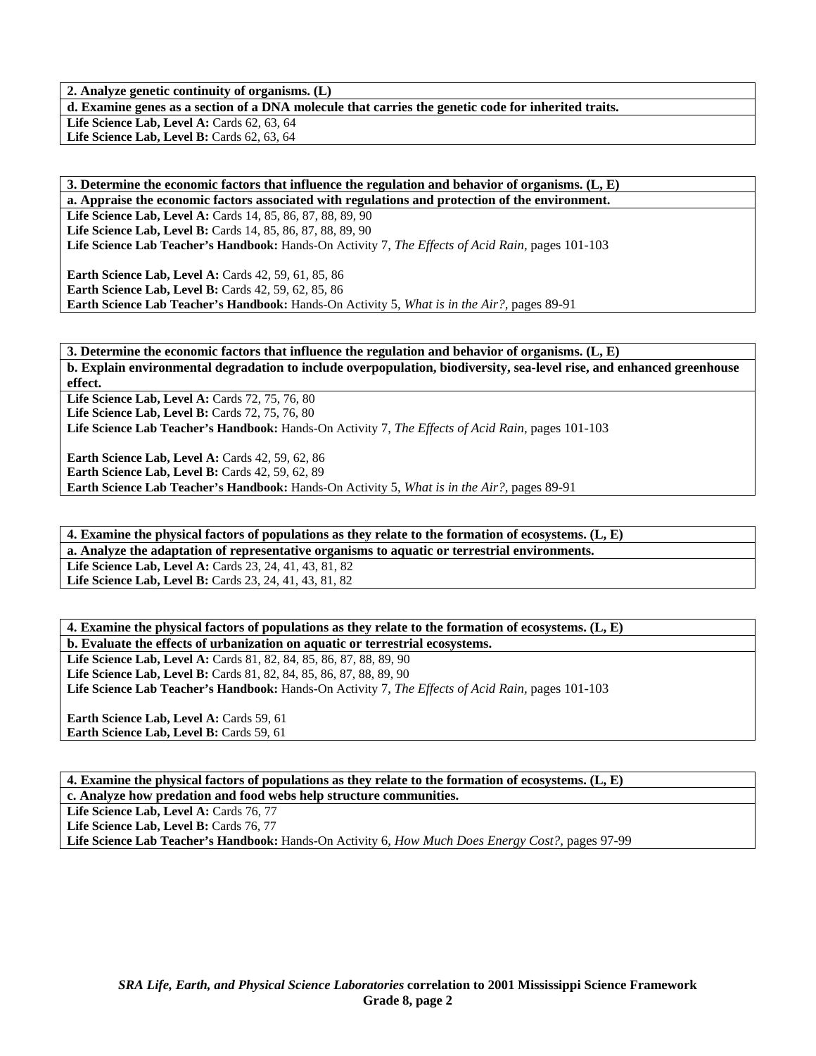**2. Analyze genetic continuity of organisms. (L)**

**d. Examine genes as a section of a DNA molecule that carries the genetic code for inherited traits.**

**Life Science Lab, Level A:** Cards 62, 63, 64
**Life Science Lab, Level B:** Cards 62, 63, 64

**3. Determine the economic factors that influence the regulation and behavior of organisms. (L, E)**

**a. Appraise the economic factors associated with regulations and protection of the environment.**

**Life Science Lab, Level A:** Cards 14, 85, 86, 87, 88, 89, 90
**Life Science Lab, Level B:** Cards 14, 85, 86, 87, 88, 89, 90
**Life Science Lab Teacher's Handbook:** Hands-On Activity 7, *The Effects of Acid Rain,* pages 101-103

**Earth Science Lab, Level A:** Cards 42, 59, 61, 85, 86
**Earth Science Lab, Level B:** Cards 42, 59, 62, 85, 86
**Earth Science Lab Teacher's Handbook:** Hands-On Activity 5, *What is in the Air?,* pages 89-91

**3. Determine the economic factors that influence the regulation and behavior of organisms. (L, E)**

**b. Explain environmental degradation to include overpopulation, biodiversity, sea-level rise, and enhanced greenhouse effect.**

**Life Science Lab, Level A:** Cards 72, 75, 76, 80
**Life Science Lab, Level B:** Cards 72, 75, 76, 80
**Life Science Lab Teacher's Handbook:** Hands-On Activity 7, *The Effects of Acid Rain,* pages 101-103

**Earth Science Lab, Level A:** Cards 42, 59, 62, 86
**Earth Science Lab, Level B:** Cards 42, 59, 62, 89
**Earth Science Lab Teacher's Handbook:** Hands-On Activity 5, *What is in the Air?,* pages 89-91

**4. Examine the physical factors of populations as they relate to the formation of ecosystems. (L, E)**

**a. Analyze the adaptation of representative organisms to aquatic or terrestrial environments.**

**Life Science Lab, Level A:** Cards 23, 24, 41, 43, 81, 82
**Life Science Lab, Level B:** Cards 23, 24, 41, 43, 81, 82

**4. Examine the physical factors of populations as they relate to the formation of ecosystems. (L, E)**

**b. Evaluate the effects of urbanization on aquatic or terrestrial ecosystems.**

**Life Science Lab, Level A:** Cards 81, 82, 84, 85, 86, 87, 88, 89, 90
**Life Science Lab, Level B:** Cards 81, 82, 84, 85, 86, 87, 88, 89, 90
**Life Science Lab Teacher's Handbook:** Hands-On Activity 7, *The Effects of Acid Rain,* pages 101-103

**Earth Science Lab, Level A:** Cards 59, 61
**Earth Science Lab, Level B:** Cards 59, 61

**4. Examine the physical factors of populations as they relate to the formation of ecosystems. (L, E)**

**c. Analyze how predation and food webs help structure communities.**

**Life Science Lab, Level A:** Cards 76, 77
**Life Science Lab, Level B:** Cards 76, 77
**Life Science Lab Teacher's Handbook:** Hands-On Activity 6, *How Much Does Energy Cost?,* pages 97-99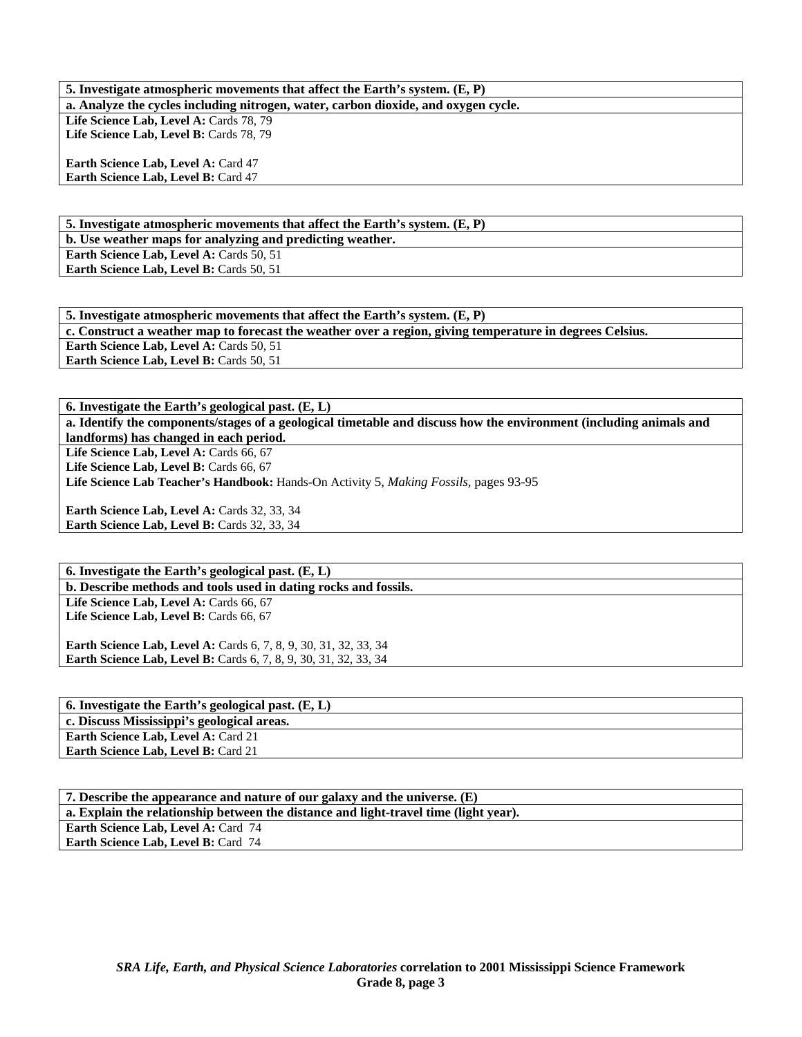| 5. Investigate atmospheric movements that affect the Earth's system. (E, P) |
|---|
| **a. Analyze the cycles including nitrogen, water, carbon dioxide, and oxygen cycle.** |
| **Life Science Lab, Level A:** Cards 78, 79<br>**Life Science Lab, Level B:** Cards 78, 79<br><br>**Earth Science Lab, Level A:** Card 47<br>**Earth Science Lab, Level B:** Card 47 |

| 5. Investigate atmospheric movements that affect the Earth's system. (E, P) |
|---|
| **b. Use weather maps for analyzing and predicting weather.** |
| **Earth Science Lab, Level A:** Cards 50, 51<br>**Earth Science Lab, Level B:** Cards 50, 51 |

| 5. Investigate atmospheric movements that affect the Earth's system. (E, P) |
|---|
| **c. Construct a weather map to forecast the weather over a region, giving temperature in degrees Celsius.** |
| **Earth Science Lab, Level A:** Cards 50, 51<br>**Earth Science Lab, Level B:** Cards 50, 51 |

| 6. Investigate the Earth's geological past. (E, L) |
|---|
| **a. Identify the components/stages of a geological timetable and discuss how the environment (including animals and landforms) has changed in each period.** |
| **Life Science Lab, Level A:** Cards 66, 67<br>**Life Science Lab, Level B:** Cards 66, 67<br>**Life Science Lab Teacher's Handbook:** Hands-On Activity 5, *Making Fossils,* pages 93-95<br><br>**Earth Science Lab, Level A:** Cards 32, 33, 34<br>**Earth Science Lab, Level B:** Cards 32, 33, 34 |

| 6. Investigate the Earth's geological past. (E, L) |
|---|
| **b. Describe methods and tools used in dating rocks and fossils.** |
| **Life Science Lab, Level A:** Cards 66, 67<br>**Life Science Lab, Level B:** Cards 66, 67<br><br>**Earth Science Lab, Level A:** Cards 6, 7, 8, 9, 30, 31, 32, 33, 34<br>**Earth Science Lab, Level B:** Cards 6, 7, 8, 9, 30, 31, 32, 33, 34 |

| 6. Investigate the Earth's geological past. (E, L) |
|---|
| **c. Discuss Mississippi's geological areas.** |
| **Earth Science Lab, Level A:** Card 21<br>**Earth Science Lab, Level B:** Card 21 |

| 7. Describe the appearance and nature of our galaxy and the universe. (E) |
|---|
| **a. Explain the relationship between the distance and light-travel time (light year).** |
| **Earth Science Lab, Level A:** Card 74<br>**Earth Science Lab, Level B:** Card 74 |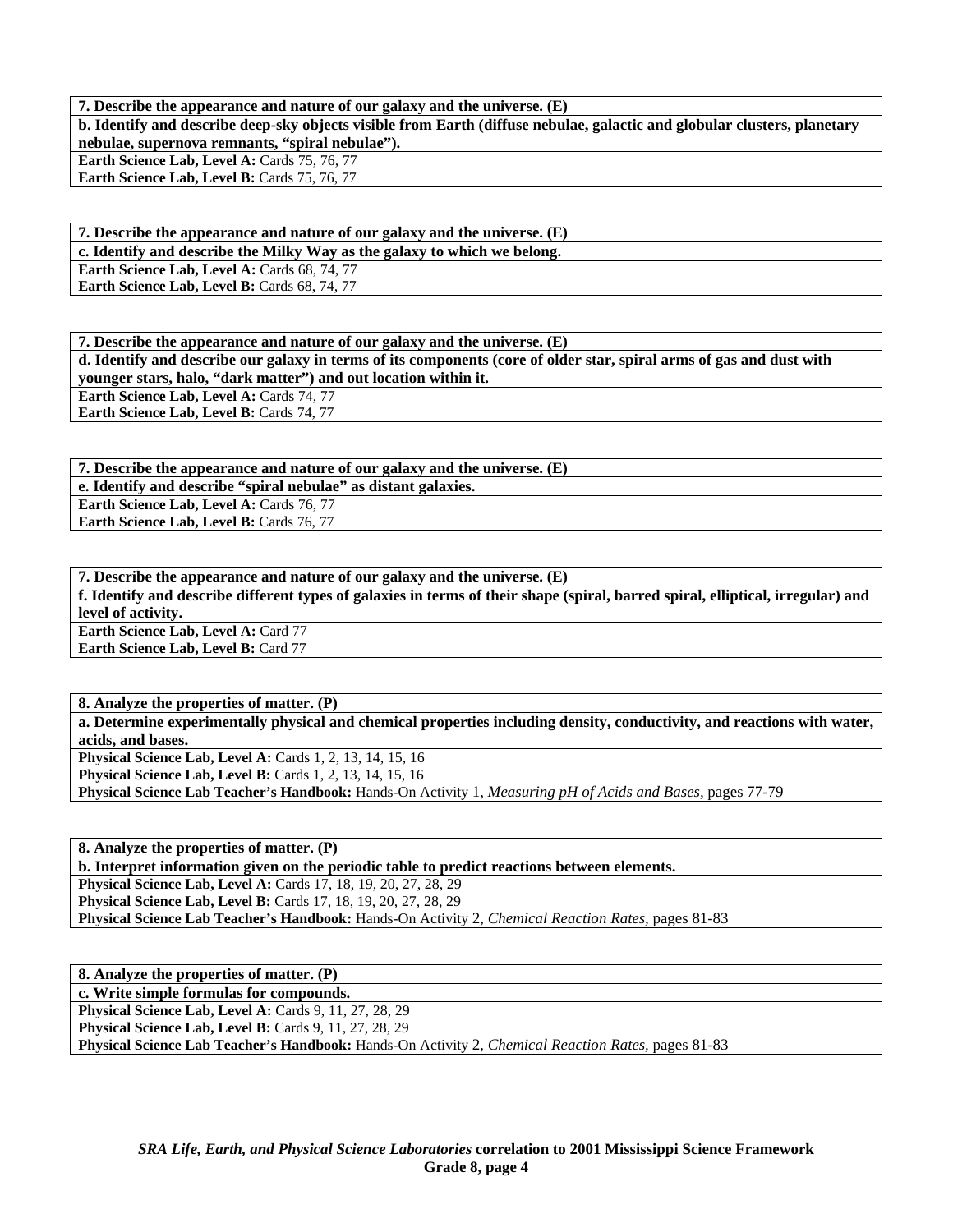| 7. Describe the appearance and nature of our galaxy and the universe. (E) |
|---|
| **b. Identify and describe deep-sky objects visible from Earth (diffuse nebulae, galactic and globular clusters, planetary nebulae, supernova remnants, "spiral nebulae").** |
| **Earth Science Lab, Level A:** Cards 75, 76, 77 |
| **Earth Science Lab, Level B:** Cards 75, 76, 77 |

| 7. Describe the appearance and nature of our galaxy and the universe. (E) |
|---|
| **c. Identify and describe the Milky Way as the galaxy to which we belong.** |
| **Earth Science Lab, Level A:** Cards 68, 74, 77 |
| **Earth Science Lab, Level B:** Cards 68, 74, 77 |

| 7. Describe the appearance and nature of our galaxy and the universe. (E) |
|---|
| **d. Identify and describe our galaxy in terms of its components (core of older star, spiral arms of gas and dust with younger stars, halo, "dark matter") and out location within it.** |
| **Earth Science Lab, Level A:** Cards 74, 77 |
| **Earth Science Lab, Level B:** Cards 74, 77 |

| 7. Describe the appearance and nature of our galaxy and the universe. (E) |
|---|
| **e. Identify and describe "spiral nebulae" as distant galaxies.** |
| **Earth Science Lab, Level A:** Cards 76, 77 |
| **Earth Science Lab, Level B:** Cards 76, 77 |

| 7. Describe the appearance and nature of our galaxy and the universe. (E) |
|---|
| **f. Identify and describe different types of galaxies in terms of their shape (spiral, barred spiral, elliptical, irregular) and level of activity.** |
| **Earth Science Lab, Level A:** Card 77 |
| **Earth Science Lab, Level B:** Card 77 |

| 8. Analyze the properties of matter. (P) |
|---|
| **a. Determine experimentally physical and chemical properties including density, conductivity, and reactions with water, acids, and bases.** |
| **Physical Science Lab, Level A:** Cards 1, 2, 13, 14, 15, 16 |
| **Physical Science Lab, Level B:** Cards 1, 2, 13, 14, 15, 16 |
| **Physical Science Lab Teacher's Handbook:** Hands-On Activity 1, *Measuring pH of Acids and Bases,* pages 77-79 |

| 8. Analyze the properties of matter. (P) |
|---|
| **b. Interpret information given on the periodic table to predict reactions between elements.** |
| **Physical Science Lab, Level A:** Cards 17, 18, 19, 20, 27, 28, 29 |
| **Physical Science Lab, Level B:** Cards 17, 18, 19, 20, 27, 28, 29 |
| **Physical Science Lab Teacher's Handbook:** Hands-On Activity 2, *Chemical Reaction Rates,* pages 81-83 |

| 8. Analyze the properties of matter. (P) |
|---|
| **c. Write simple formulas for compounds.** |
| **Physical Science Lab, Level A:** Cards 9, 11, 27, 28, 29 |
| **Physical Science Lab, Level B:** Cards 9, 11, 27, 28, 29 |
| **Physical Science Lab Teacher's Handbook:** Hands-On Activity 2, *Chemical Reaction Rates,* pages 81-83 |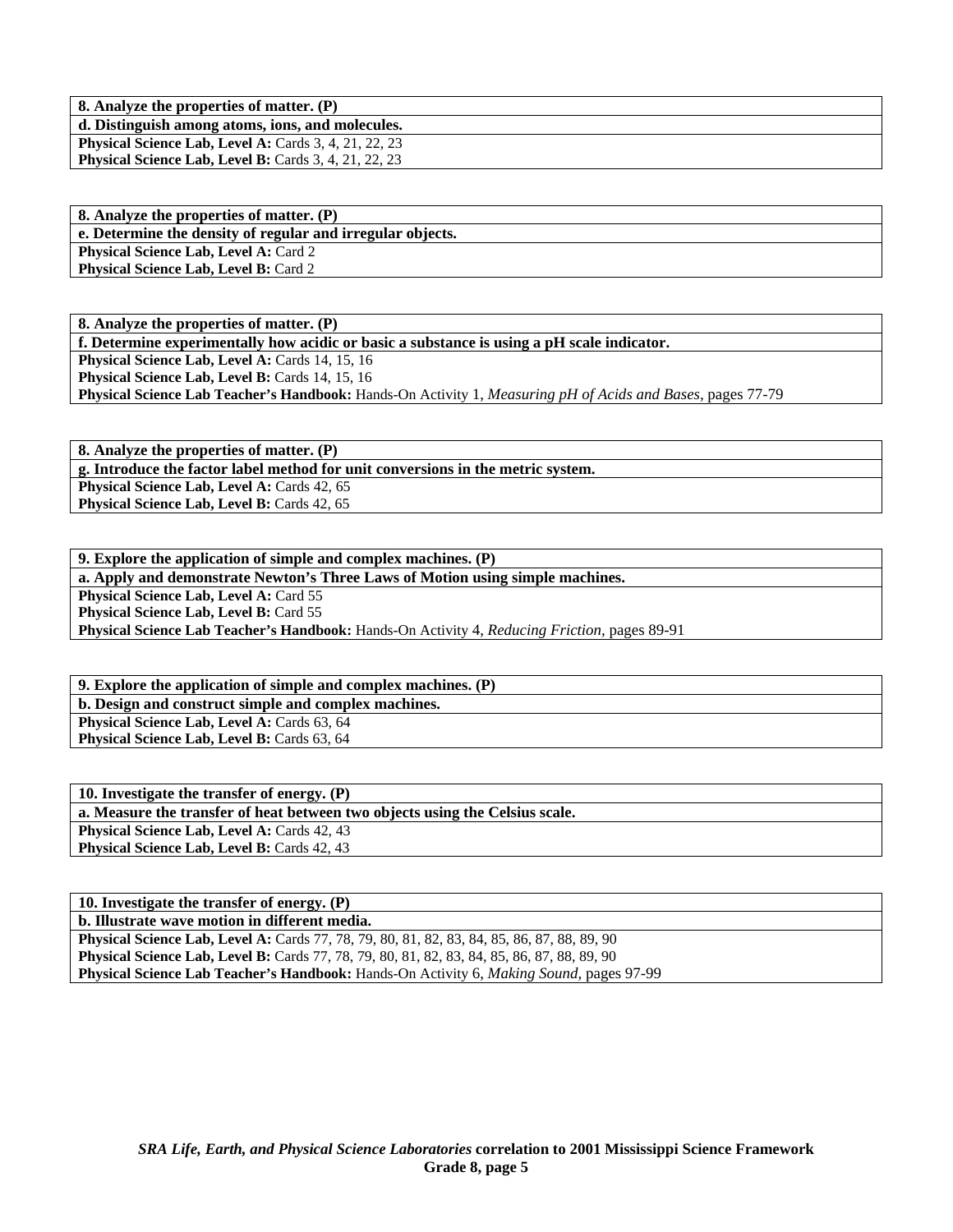**8. Analyze the properties of matter. (P)**

**d. Distinguish among atoms, ions, and molecules.**

**Physical Science Lab, Level A:** Cards 3, 4, 21, 22, 23
**Physical Science Lab, Level B:** Cards 3, 4, 21, 22, 23

**8. Analyze the properties of matter. (P)**

**e. Determine the density of regular and irregular objects.**

**Physical Science Lab, Level A:** Card 2
**Physical Science Lab, Level B:** Card 2

**8. Analyze the properties of matter. (P)**

**f. Determine experimentally how acidic or basic a substance is using a pH scale indicator.**

**Physical Science Lab, Level A:** Cards 14, 15, 16
**Physical Science Lab, Level B:** Cards 14, 15, 16
**Physical Science Lab Teacher's Handbook:** Hands-On Activity 1, *Measuring pH of Acids and Bases*, pages 77-79

**8. Analyze the properties of matter. (P)**

**g. Introduce the factor label method for unit conversions in the metric system.**

**Physical Science Lab, Level A:** Cards 42, 65
**Physical Science Lab, Level B:** Cards 42, 65

**9. Explore the application of simple and complex machines. (P)**

**a. Apply and demonstrate Newton's Three Laws of Motion using simple machines.**

**Physical Science Lab, Level A:** Card 55
**Physical Science Lab, Level B:** Card 55
**Physical Science Lab Teacher's Handbook:** Hands-On Activity 4, *Reducing Friction*, pages 89-91

**9. Explore the application of simple and complex machines. (P)**

**b. Design and construct simple and complex machines.**

**Physical Science Lab, Level A:** Cards 63, 64
**Physical Science Lab, Level B:** Cards 63, 64

**10. Investigate the transfer of energy. (P)**

**a. Measure the transfer of heat between two objects using the Celsius scale.**

**Physical Science Lab, Level A:** Cards 42, 43
**Physical Science Lab, Level B:** Cards 42, 43

**10. Investigate the transfer of energy. (P)**

**b. Illustrate wave motion in different media.**

**Physical Science Lab, Level A:** Cards 77, 78, 79, 80, 81, 82, 83, 84, 85, 86, 87, 88, 89, 90
**Physical Science Lab, Level B:** Cards 77, 78, 79, 80, 81, 82, 83, 84, 85, 86, 87, 88, 89, 90
**Physical Science Lab Teacher's Handbook:** Hands-On Activity 6, *Making Sound*, pages 97-99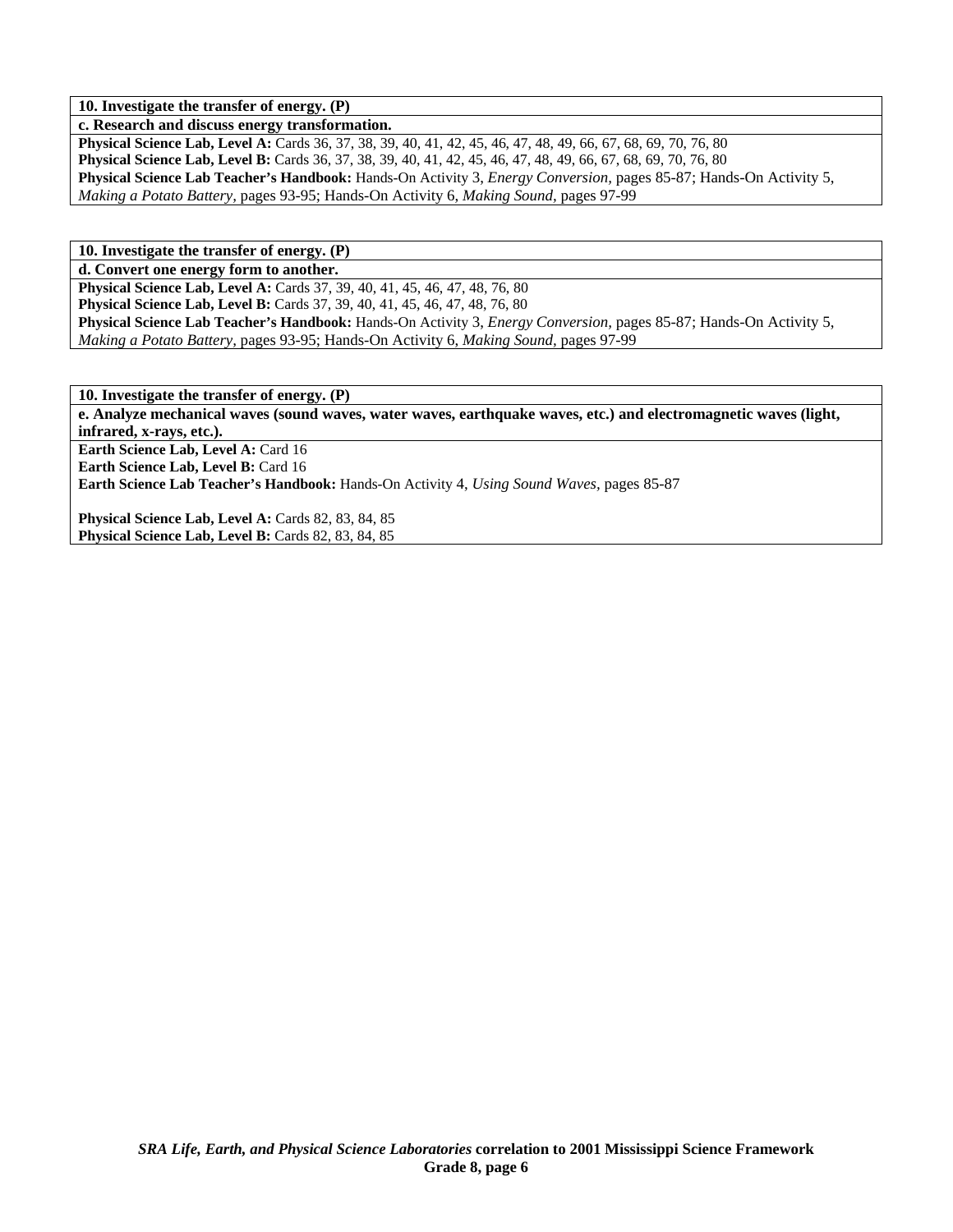**10. Investigate the transfer of energy. (P)**

**c. Research and discuss energy transformation.**

**Physical Science Lab, Level A:** Cards 36, 37, 38, 39, 40, 41, 42, 45, 46, 47, 48, 49, 66, 67, 68, 69, 70, 76, 80
**Physical Science Lab, Level B:** Cards 36, 37, 38, 39, 40, 41, 42, 45, 46, 47, 48, 49, 66, 67, 68, 69, 70, 76, 80
**Physical Science Lab Teacher's Handbook:** Hands-On Activity 3, *Energy Conversion,* pages 85-87; Hands-On Activity 5, *Making a Potato Battery,* pages 93-95; Hands-On Activity 6, *Making Sound,* pages 97-99

**10. Investigate the transfer of energy. (P)**

**d. Convert one energy form to another.**

**Physical Science Lab, Level A:** Cards 37, 39, 40, 41, 45, 46, 47, 48, 76, 80
**Physical Science Lab, Level B:** Cards 37, 39, 40, 41, 45, 46, 47, 48, 76, 80
**Physical Science Lab Teacher's Handbook:** Hands-On Activity 3, *Energy Conversion,* pages 85-87; Hands-On Activity 5, *Making a Potato Battery,* pages 93-95; Hands-On Activity 6, *Making Sound,* pages 97-99

**10. Investigate the transfer of energy. (P)**

**e. Analyze mechanical waves (sound waves, water waves, earthquake waves, etc.) and electromagnetic waves (light, infrared, x-rays, etc.).**

**Earth Science Lab, Level A:** Card 16
**Earth Science Lab, Level B:** Card 16
**Earth Science Lab Teacher's Handbook:** Hands-On Activity 4, *Using Sound Waves,* pages 85-87

**Physical Science Lab, Level A:** Cards 82, 83, 84, 85
**Physical Science Lab, Level B:** Cards 82, 83, 84, 85